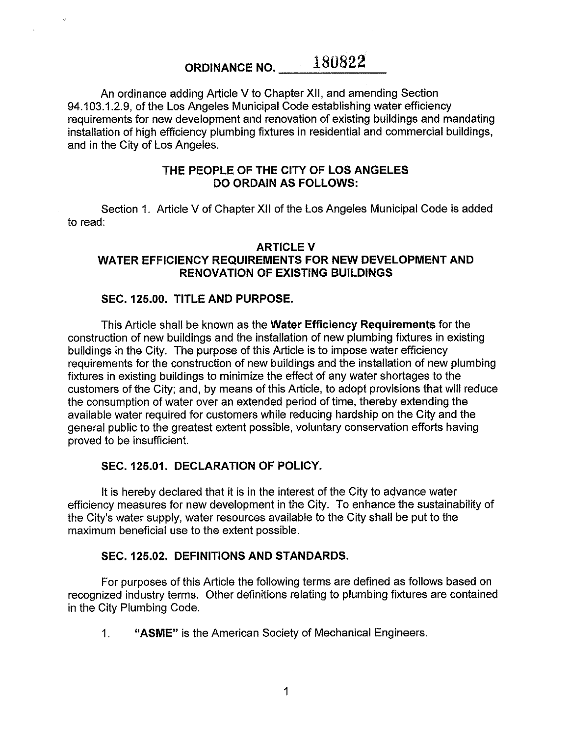# ORDINANCE NO. 180822

An ordinance adding Article V to Chapter XII, and amending Section 94.103.1.2.9, of the Los Angeles Municipal Code establishing water efficiency requirements for new development and renovation of existing buildings and mandating installation of high efficiency plumbing fixtures in residential and commercial buildings, and in the City of Los Angeles.

**THE PEOPLE OF THE CITY OF LOS ANGELES DO ORDAIN AS FOLLOWS:**

Section 1. Article V of Chapter XII of the Los Angeles Municipal Code is added to read:

## ARTICLE V
## WATER EFFICIENCY REQUIREMENTS FOR NEW DEVELOPMENT AND RENOVATION OF EXISTING BUILDINGS

### SEC. 125.00. TITLE AND PURPOSE.

This Article shall be known as the **Water Efficiency Requirements** for the construction of new buildings and the installation of new plumbing fixtures in existing buildings in the City. The purpose of this Article is to impose water efficiency requirements for the construction of new buildings and the installation of new plumbing fixtures in existing buildings to minimize the effect of any water shortages to the customers of the City; and, by means of this Article, to adopt provisions that will reduce the consumption of water over an extended period of time, thereby extending the available water required for customers while reducing hardship on the City and the general public to the greatest extent possible, voluntary conservation efforts having proved to be insufficient.

### SEC. 125.01. DECLARATION OF POLICY.

It is hereby declared that it is in the interest of the City to advance water efficiency measures for new development in the City. To enhance the sustainability of the City's water supply, water resources available to the City shall be put to the maximum beneficial use to the extent possible.

### SEC. 125.02. DEFINITIONS AND STANDARDS.

For purposes of this Article the following terms are defined as follows based on recognized industry terms. Other definitions relating to plumbing fixtures are contained in the City Plumbing Code.

1. **"ASME"** is the American Society of Mechanical Engineers.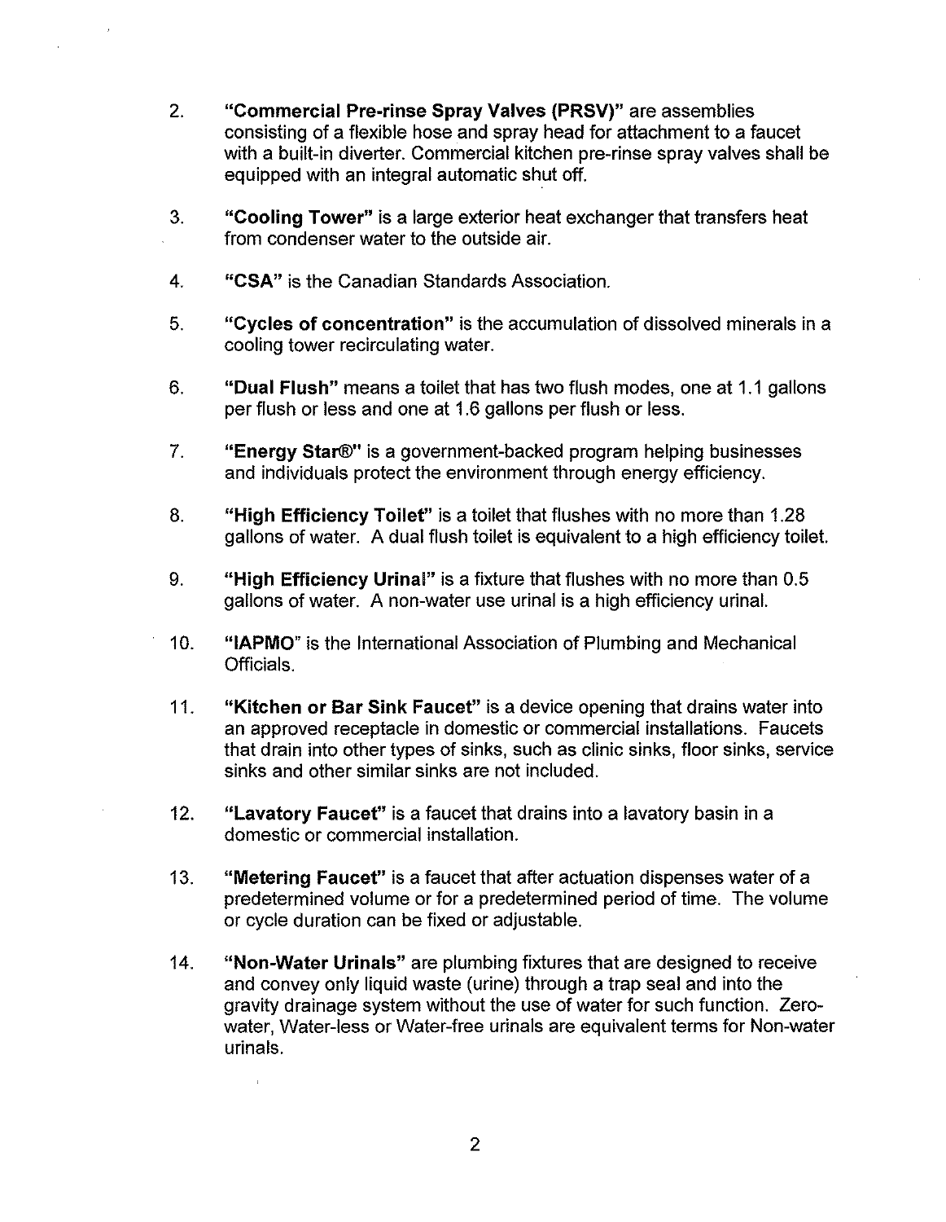2. **"Commercial Pre-rinse Spray Valves (PRSV)"** are assemblies consisting of a flexible hose and spray head for attachment to a faucet with a built-in diverter. Commercial kitchen pre-rinse spray valves shall be equipped with an integral automatic shut off.

3. **"Cooling Tower"** is a large exterior heat exchanger that transfers heat from condenser water to the outside air.

4. **"CSA"** is the Canadian Standards Association.

5. **"Cycles of concentration"** is the accumulation of dissolved minerals in a cooling tower recirculating water.

6. **"Dual Flush"** means a toilet that has two flush modes, one at 1.1 gallons per flush or less and one at 1.6 gallons per flush or less.

7. **"Energy Star®"** is a government-backed program helping businesses and individuals protect the environment through energy efficiency.

8. **"High Efficiency Toilet"** is a toilet that flushes with no more than 1.28 gallons of water. A dual flush toilet is equivalent to a high efficiency toilet.

9. **"High Efficiency Urinal"** is a fixture that flushes with no more than 0.5 gallons of water. A non-water use urinal is a high efficiency urinal.

10. **"IAPMO"** is the International Association of Plumbing and Mechanical Officials.

11. **"Kitchen or Bar Sink Faucet"** is a device opening that drains water into an approved receptacle in domestic or commercial installations. Faucets that drain into other types of sinks, such as clinic sinks, floor sinks, service sinks and other similar sinks are not included.

12. **"Lavatory Faucet"** is a faucet that drains into a lavatory basin in a domestic or commercial installation.

13. **"Metering Faucet"** is a faucet that after actuation dispenses water of a predetermined volume or for a predetermined period of time. The volume or cycle duration can be fixed or adjustable.

14. **"Non-Water Urinals"** are plumbing fixtures that are designed to receive and convey only liquid waste (urine) through a trap seal and into the gravity drainage system without the use of water for such function. Zero-water, Water-less or Water-free urinals are equivalent terms for Non-water urinals.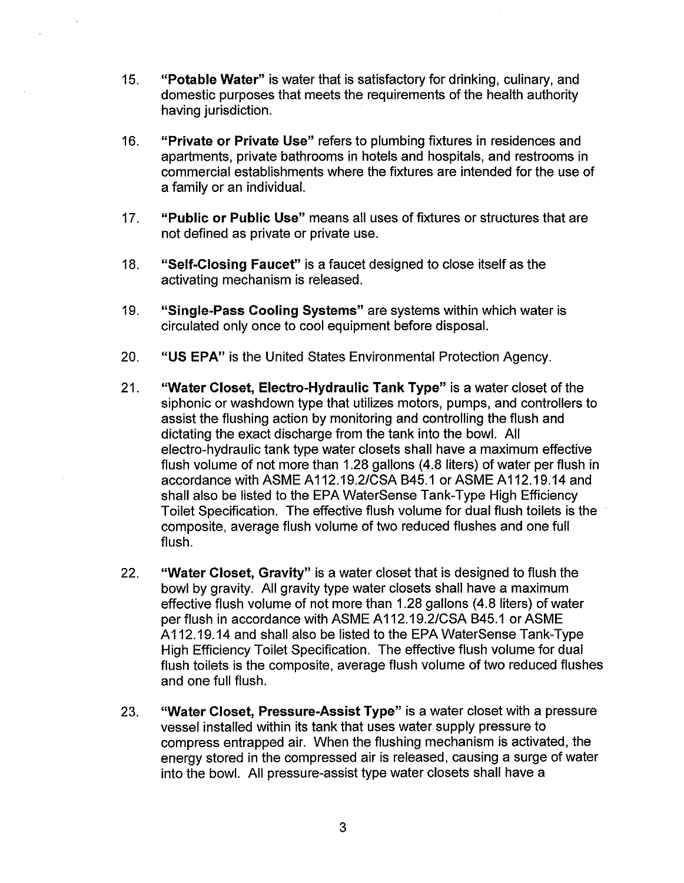15. **"Potable Water"** is water that is satisfactory for drinking, culinary, and domestic purposes that meets the requirements of the health authority having jurisdiction.

16. **"Private or Private Use"** refers to plumbing fixtures in residences and apartments, private bathrooms in hotels and hospitals, and restrooms in commercial establishments where the fixtures are intended for the use of a family or an individual.

17. **"Public or Public Use"** means all uses of fixtures or structures that are not defined as private or private use.

18. **"Self-Closing Faucet"** is a faucet designed to close itself as the activating mechanism is released.

19. **"Single-Pass Cooling Systems"** are systems within which water is circulated only once to cool equipment before disposal.

20. **"US EPA"** is the United States Environmental Protection Agency.

21. **"Water Closet, Electro-Hydraulic Tank Type"** is a water closet of the siphonic or washdown type that utilizes motors, pumps, and controllers to assist the flushing action by monitoring and controlling the flush and dictating the exact discharge from the tank into the bowl. All electro-hydraulic tank type water closets shall have a maximum effective flush volume of not more than 1.28 gallons (4.8 liters) of water per flush in accordance with ASME A112.19.2/CSA B45.1 or ASME A112.19.14 and shall also be listed to the EPA WaterSense Tank-Type High Efficiency Toilet Specification. The effective flush volume for dual flush toilets is the composite, average flush volume of two reduced flushes and one full flush.

22. **"Water Closet, Gravity"** is a water closet that is designed to flush the bowl by gravity. All gravity type water closets shall have a maximum effective flush volume of not more than 1.28 gallons (4.8 liters) of water per flush in accordance with ASME A112.19.2/CSA B45.1 or ASME A112.19.14 and shall also be listed to the EPA WaterSense Tank-Type High Efficiency Toilet Specification. The effective flush volume for dual flush toilets is the composite, average flush volume of two reduced flushes and one full flush.

23. **"Water Closet, Pressure-Assist Type"** is a water closet with a pressure vessel installed within its tank that uses water supply pressure to compress entrapped air. When the flushing mechanism is activated, the energy stored in the compressed air is released, causing a surge of water into the bowl. All pressure-assist type water closets shall have a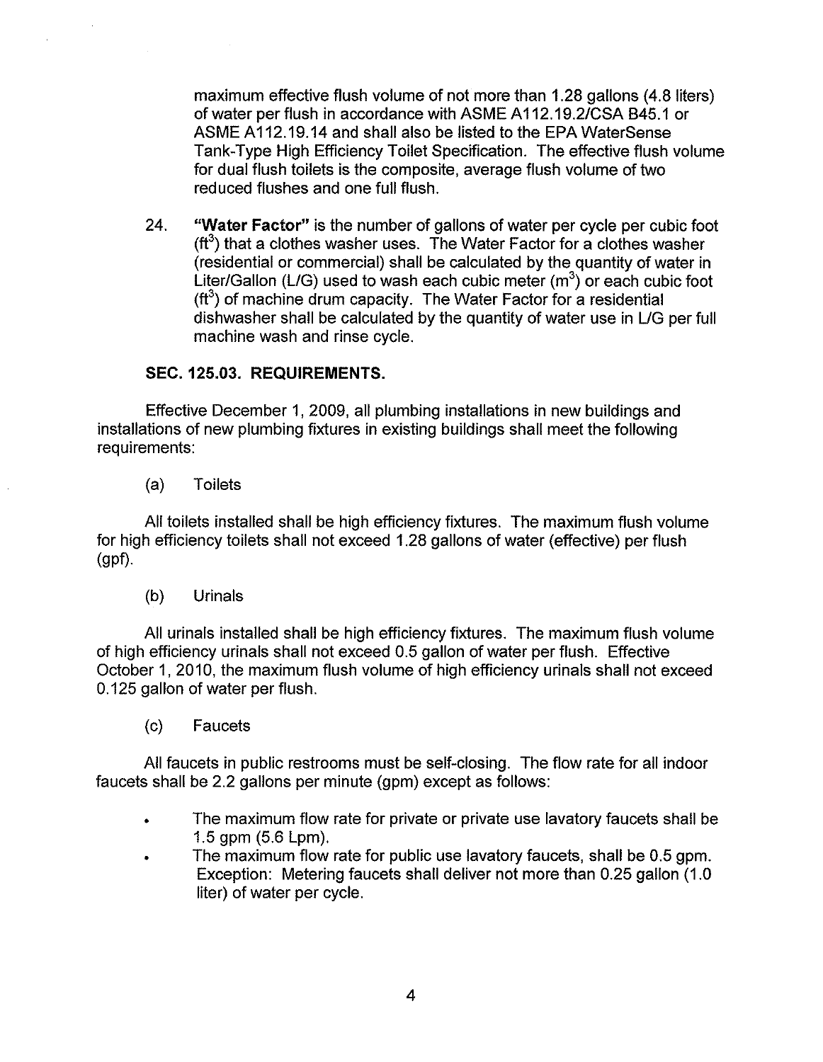maximum effective flush volume of not more than 1.28 gallons (4.8 liters) of water per flush in accordance with ASME A112.19.2/CSA B45.1 or ASME A112.19.14 and shall also be listed to the EPA WaterSense Tank-Type High Efficiency Toilet Specification. The effective flush volume for dual flush toilets is the composite, average flush volume of two reduced flushes and one full flush.

24. **"Water Factor"** is the number of gallons of water per cycle per cubic foot ($ft^3$) that a clothes washer uses. The Water Factor for a clothes washer (residential or commercial) shall be calculated by the quantity of water in Liter/Gallon (L/G) used to wash each cubic meter ($m^3$) or each cubic foot ($ft^3$) of machine drum capacity. The Water Factor for a residential dishwasher shall be calculated by the quantity of water use in L/G per full machine wash and rinse cycle.

### SEC. 125.03. REQUIREMENTS.

Effective December 1, 2009, all plumbing installations in new buildings and installations of new plumbing fixtures in existing buildings shall meet the following requirements:

(a) Toilets

All toilets installed shall be high efficiency fixtures. The maximum flush volume for high efficiency toilets shall not exceed 1.28 gallons of water (effective) per flush (gpf).

(b) Urinals

All urinals installed shall be high efficiency fixtures. The maximum flush volume of high efficiency urinals shall not exceed 0.5 gallon of water per flush. Effective October 1, 2010, the maximum flush volume of high efficiency urinals shall not exceed 0.125 gallon of water per flush.

(c) Faucets

All faucets in public restrooms must be self-closing. The flow rate for all indoor faucets shall be 2.2 gallons per minute (gpm) except as follows:

- The maximum flow rate for private or private use lavatory faucets shall be 1.5 gpm (5.6 Lpm).
- The maximum flow rate for public use lavatory faucets, shall be 0.5 gpm. Exception: Metering faucets shall deliver not more than 0.25 gallon (1.0 liter) of water per cycle.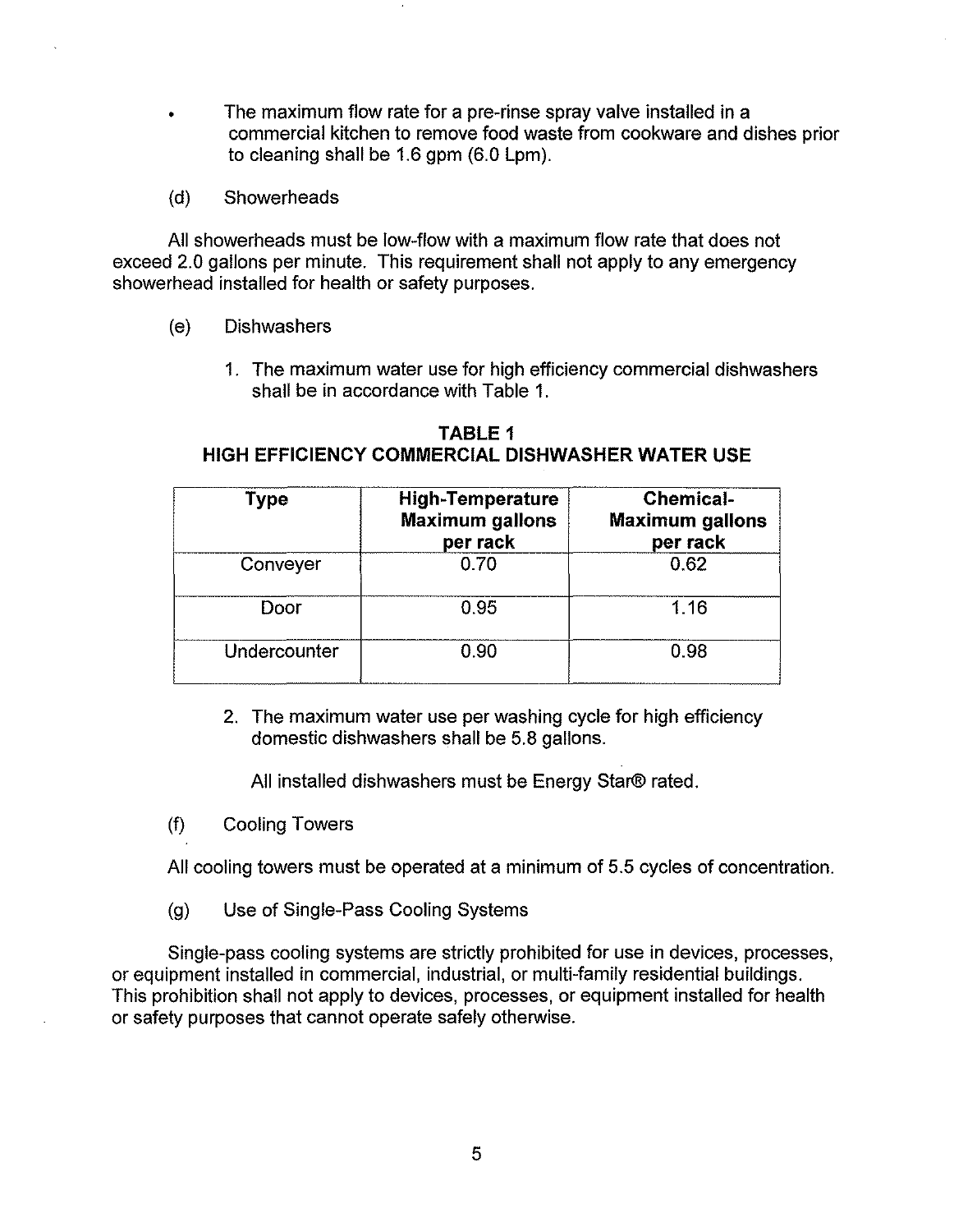- The maximum flow rate for a pre-rinse spray valve installed in a commercial kitchen to remove food waste from cookware and dishes prior to cleaning shall be 1.6 gpm (6.0 Lpm).

(d) Showerheads

All showerheads must be low-flow with a maximum flow rate that does not exceed 2.0 gallons per minute. This requirement shall not apply to any emergency showerhead installed for health or safety purposes.

(e) Dishwashers

1. The maximum water use for high efficiency commercial dishwashers shall be in accordance with Table 1.

**TABLE 1**
**HIGH EFFICIENCY COMMERCIAL DISHWASHER WATER USE**

| Type | High-Temperature Maximum gallons per rack | Chemical-Maximum gallons per rack |
|---|---|---|
| Conveyer | 0.70 | 0.62 |
| Door | 0.95 | 1.16 |
| Undercounter | 0.90 | 0.98 |

2. The maximum water use per washing cycle for high efficiency domestic dishwashers shall be 5.8 gallons.

   All installed dishwashers must be Energy Star® rated.

(f) Cooling Towers

All cooling towers must be operated at a minimum of 5.5 cycles of concentration.

(g) Use of Single-Pass Cooling Systems

Single-pass cooling systems are strictly prohibited for use in devices, processes, or equipment installed in commercial, industrial, or multi-family residential buildings. This prohibition shall not apply to devices, processes, or equipment installed for health or safety purposes that cannot operate safely otherwise.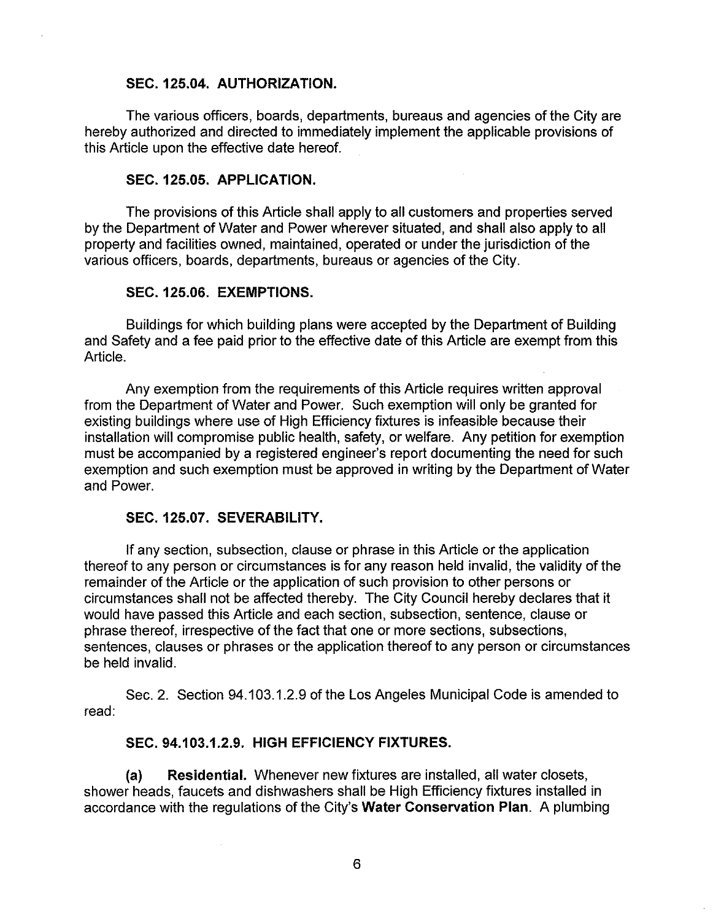### SEC. 125.04. AUTHORIZATION.

The various officers, boards, departments, bureaus and agencies of the City are hereby authorized and directed to immediately implement the applicable provisions of this Article upon the effective date hereof.

### SEC. 125.05. APPLICATION.

The provisions of this Article shall apply to all customers and properties served by the Department of Water and Power wherever situated, and shall also apply to all property and facilities owned, maintained, operated or under the jurisdiction of the various officers, boards, departments, bureaus or agencies of the City.

### SEC. 125.06. EXEMPTIONS.

Buildings for which building plans were accepted by the Department of Building and Safety and a fee paid prior to the effective date of this Article are exempt from this Article.

Any exemption from the requirements of this Article requires written approval from the Department of Water and Power. Such exemption will only be granted for existing buildings where use of High Efficiency fixtures is infeasible because their installation will compromise public health, safety, or welfare. Any petition for exemption must be accompanied by a registered engineer's report documenting the need for such exemption and such exemption must be approved in writing by the Department of Water and Power.

### SEC. 125.07. SEVERABILITY.

If any section, subsection, clause or phrase in this Article or the application thereof to any person or circumstances is for any reason held invalid, the validity of the remainder of the Article or the application of such provision to other persons or circumstances shall not be affected thereby. The City Council hereby declares that it would have passed this Article and each section, subsection, sentence, clause or phrase thereof, irrespective of the fact that one or more sections, subsections, sentences, clauses or phrases or the application thereof to any person or circumstances be held invalid.

Sec. 2. Section 94.103.1.2.9 of the Los Angeles Municipal Code is amended to read:

### SEC. 94.103.1.2.9. HIGH EFFICIENCY FIXTURES.

**(a) Residential.** Whenever new fixtures are installed, all water closets, shower heads, faucets and dishwashers shall be High Efficiency fixtures installed in accordance with the regulations of the City's **Water Conservation Plan**. A plumbing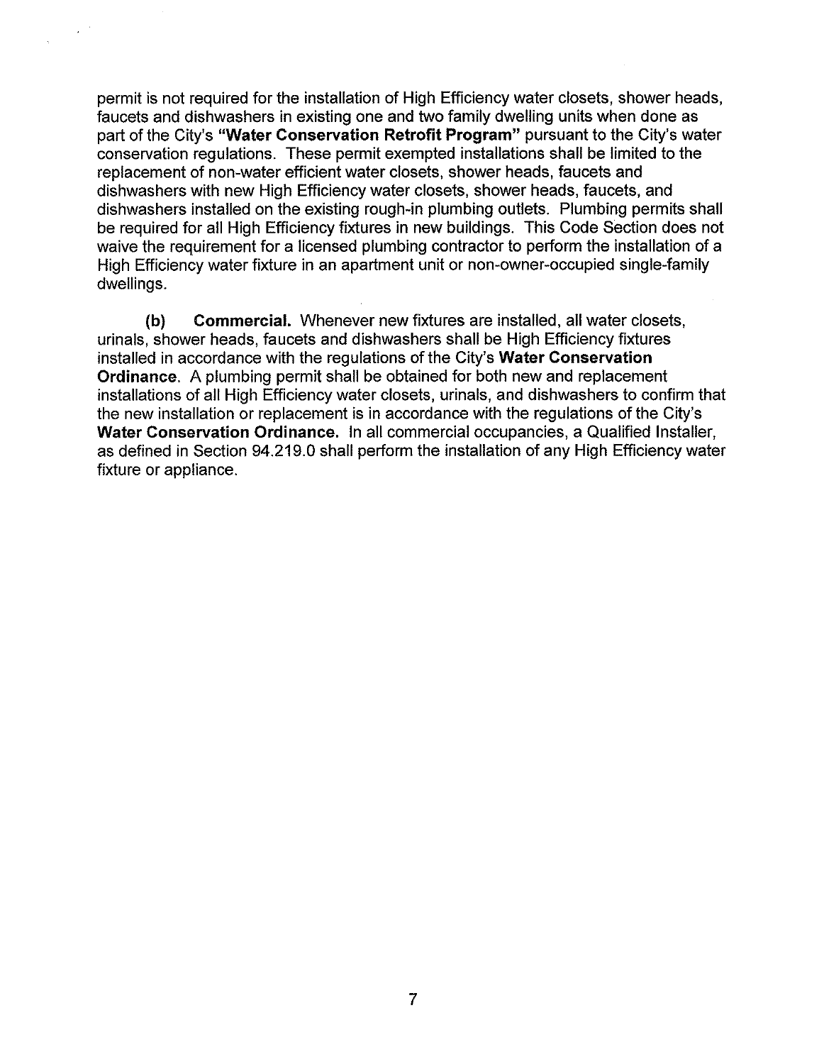permit is not required for the installation of High Efficiency water closets, shower heads, faucets and dishwashers in existing one and two family dwelling units when done as part of the City's **"Water Conservation Retrofit Program"** pursuant to the City's water conservation regulations. These permit exempted installations shall be limited to the replacement of non-water efficient water closets, shower heads, faucets and dishwashers with new High Efficiency water closets, shower heads, faucets, and dishwashers installed on the existing rough-in plumbing outlets. Plumbing permits shall be required for all High Efficiency fixtures in new buildings. This Code Section does not waive the requirement for a licensed plumbing contractor to perform the installation of a High Efficiency water fixture in an apartment unit or non-owner-occupied single-family dwellings.

**(b) Commercial.** Whenever new fixtures are installed, all water closets, urinals, shower heads, faucets and dishwashers shall be High Efficiency fixtures installed in accordance with the regulations of the City's **Water Conservation Ordinance**. A plumbing permit shall be obtained for both new and replacement installations of all High Efficiency water closets, urinals, and dishwashers to confirm that the new installation or replacement is in accordance with the regulations of the City's **Water Conservation Ordinance.** In all commercial occupancies, a Qualified Installer, as defined in Section 94.219.0 shall perform the installation of any High Efficiency water fixture or appliance.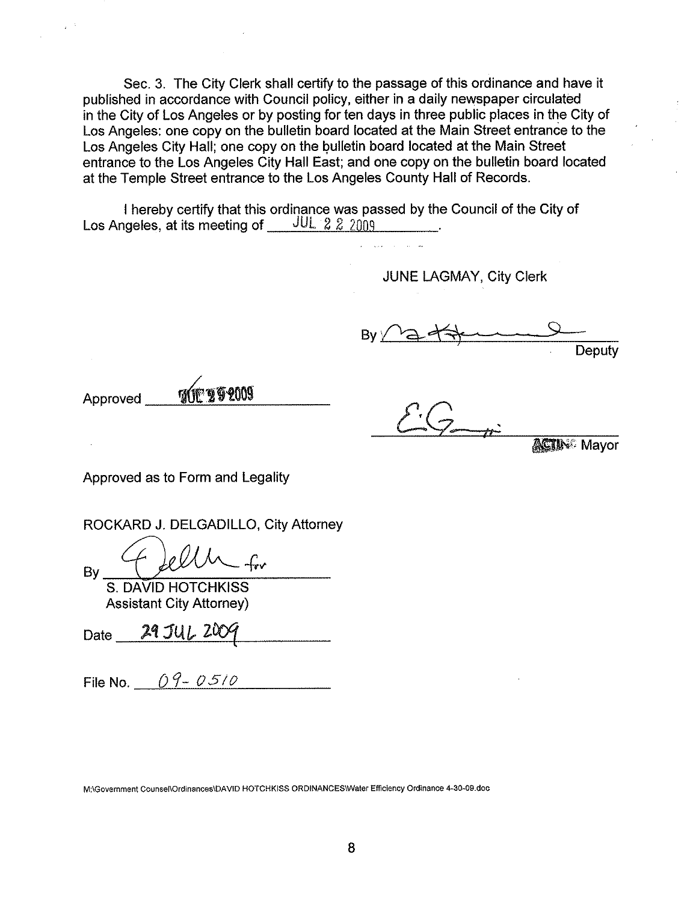Sec. 3. The City Clerk shall certify to the passage of this ordinance and have it published in accordance with Council policy, either in a daily newspaper circulated in the City of Los Angeles or by posting for ten days in three public places in the City of Los Angeles: one copy on the bulletin board located at the Main Street entrance to the Los Angeles City Hall; one copy on the bulletin board located at the Main Street entrance to the Los Angeles City Hall East; and one copy on the bulletin board located at the Temple Street entrance to the Los Angeles County Hall of Records.

I hereby certify that this ordinance was passed by the Council of the City of Los Angeles, at its meeting of JUL 22 2009.

JUNE LAGMAY, City Clerk

By ______________________ Deputy

Approved JUL 29 2009

______________________ ACTING Mayor

Approved as to Form and Legality

ROCKARD J. DELGADILLO, City Attorney

By ______________________ for
S. DAVID HOTCHKISS
Assistant City Attorney)

Date 29 JUL 2009

File No. 09-0510

M:\Government Counsel\Ordinances\DAVID HOTCHKISS ORDINANCES\Water Efficiency Ordinance 4-30-09.doc